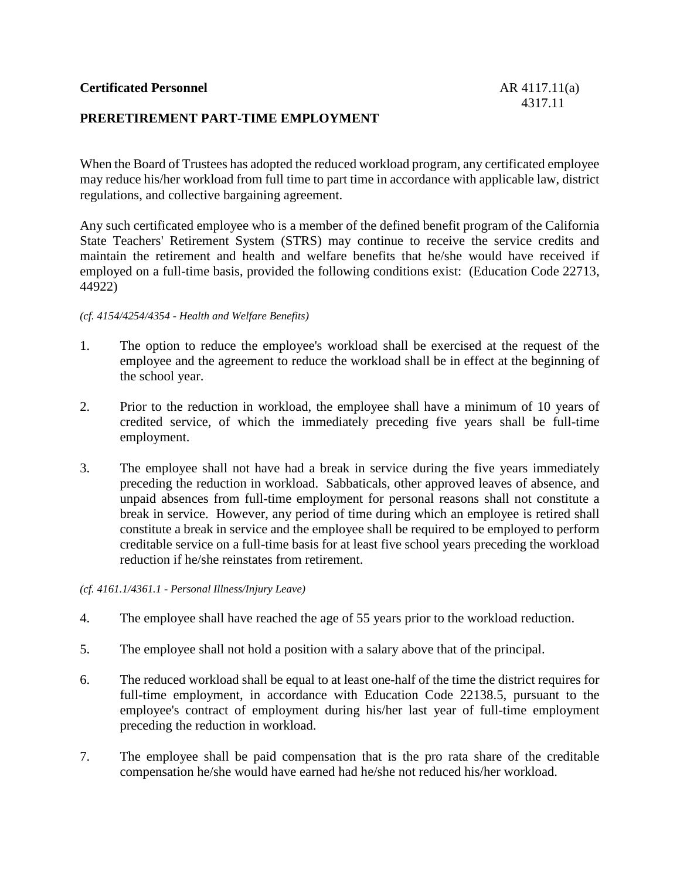**Certificated Personnel** AR 4117.11(a)
4317.11

## PRERETIREMENT PART-TIME EMPLOYMENT

When the Board of Trustees has adopted the reduced workload program, any certificated employee may reduce his/her workload from full time to part time in accordance with applicable law, district regulations, and collective bargaining agreement.

Any such certificated employee who is a member of the defined benefit program of the California State Teachers' Retirement System (STRS) may continue to receive the service credits and maintain the retirement and health and welfare benefits that he/she would have received if employed on a full-time basis, provided the following conditions exist: (Education Code 22713, 44922)

*(cf. 4154/4254/4354 - Health and Welfare Benefits)*

1. The option to reduce the employee's workload shall be exercised at the request of the employee and the agreement to reduce the workload shall be in effect at the beginning of the school year.

2. Prior to the reduction in workload, the employee shall have a minimum of 10 years of credited service, of which the immediately preceding five years shall be full-time employment.

3. The employee shall not have had a break in service during the five years immediately preceding the reduction in workload. Sabbaticals, other approved leaves of absence, and unpaid absences from full-time employment for personal reasons shall not constitute a break in service. However, any period of time during which an employee is retired shall constitute a break in service and the employee shall be required to be employed to perform creditable service on a full-time basis for at least five school years preceding the workload reduction if he/she reinstates from retirement.

*(cf. 4161.1/4361.1 - Personal Illness/Injury Leave)*

4. The employee shall have reached the age of 55 years prior to the workload reduction.

5. The employee shall not hold a position with a salary above that of the principal.

6. The reduced workload shall be equal to at least one-half of the time the district requires for full-time employment, in accordance with Education Code 22138.5, pursuant to the employee's contract of employment during his/her last year of full-time employment preceding the reduction in workload.

7. The employee shall be paid compensation that is the pro rata share of the creditable compensation he/she would have earned had he/she not reduced his/her workload.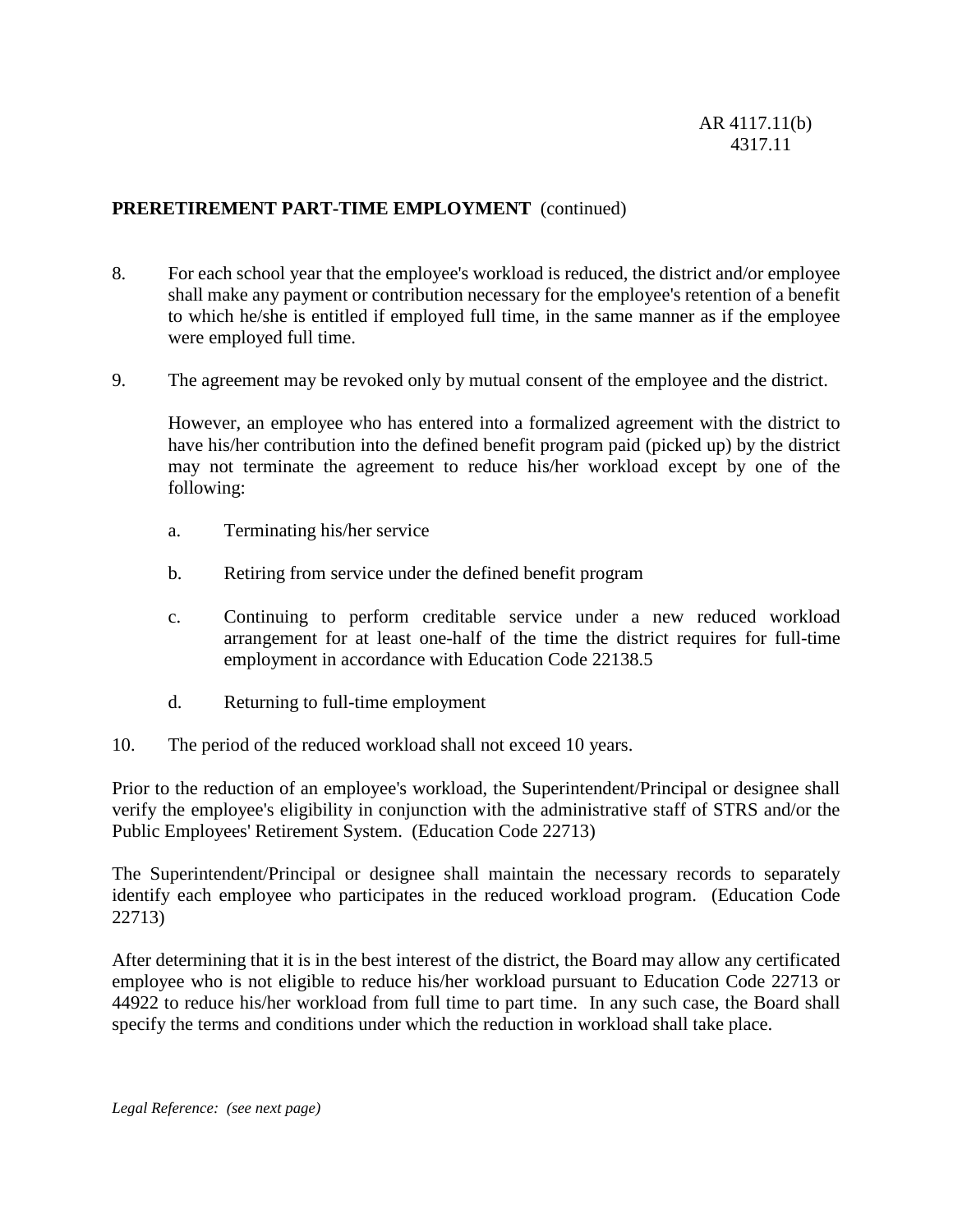**PRERETIREMENT PART-TIME EMPLOYMENT** (continued)

8. For each school year that the employee's workload is reduced, the district and/or employee shall make any payment or contribution necessary for the employee's retention of a benefit to which he/she is entitled if employed full time, in the same manner as if the employee were employed full time.

9. The agreement may be revoked only by mutual consent of the employee and the district.

   However, an employee who has entered into a formalized agreement with the district to have his/her contribution into the defined benefit program paid (picked up) by the district may not terminate the agreement to reduce his/her workload except by one of the following:

   a. Terminating his/her service

   b. Retiring from service under the defined benefit program

   c. Continuing to perform creditable service under a new reduced workload arrangement for at least one-half of the time the district requires for full-time employment in accordance with Education Code 22138.5

   d. Returning to full-time employment

10. The period of the reduced workload shall not exceed 10 years.

Prior to the reduction of an employee's workload, the Superintendent/Principal or designee shall verify the employee's eligibility in conjunction with the administrative staff of STRS and/or the Public Employees' Retirement System. (Education Code 22713)

The Superintendent/Principal or designee shall maintain the necessary records to separately identify each employee who participates in the reduced workload program. (Education Code 22713)

After determining that it is in the best interest of the district, the Board may allow any certificated employee who is not eligible to reduce his/her workload pursuant to Education Code 22713 or 44922 to reduce his/her workload from full time to part time. In any such case, the Board shall specify the terms and conditions under which the reduction in workload shall take place.

*Legal Reference: (see next page)*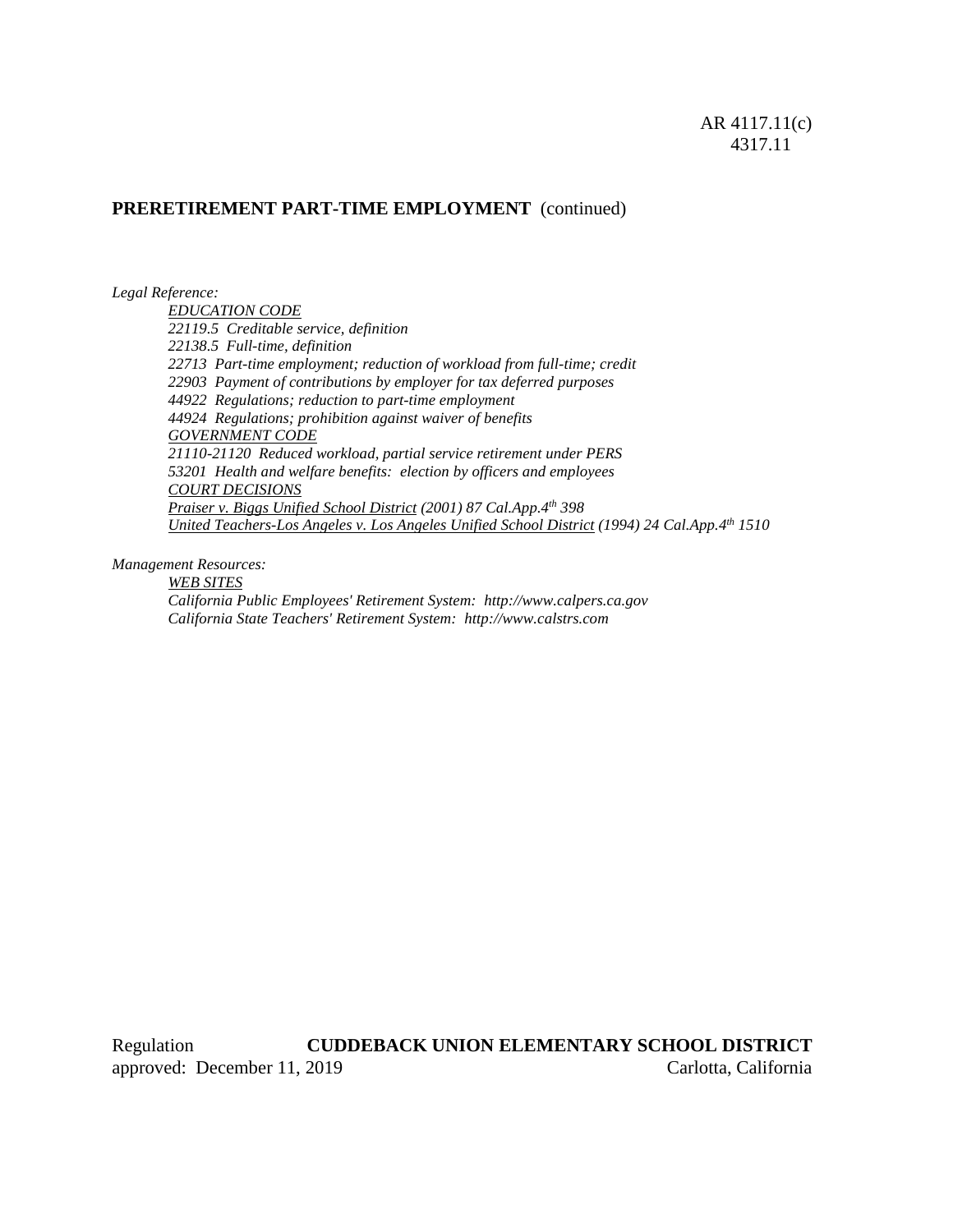AR 4117.11(c)
4317.11

**PRERETIREMENT PART-TIME EMPLOYMENT** (continued)

*Legal Reference:*

*EDUCATION CODE*
*22119.5 Creditable service, definition*
*22138.5 Full-time, definition*
*22713 Part-time employment; reduction of workload from full-time; credit*
*22903 Payment of contributions by employer for tax deferred purposes*
*44922 Regulations; reduction to part-time employment*
*44924 Regulations; prohibition against waiver of benefits*
*GOVERNMENT CODE*
*21110-21120 Reduced workload, partial service retirement under PERS*
*53201 Health and welfare benefits: election by officers and employees*
*COURT DECISIONS*
*Praiser v. Biggs Unified School District (2001) 87 Cal.App.4th 398*
*United Teachers-Los Angeles v. Los Angeles Unified School District (1994) 24 Cal.App.4th 1510*

*Management Resources:*

*WEB SITES*
*California Public Employees' Retirement System: http://www.calpers.ca.gov*
*California State Teachers' Retirement System: http://www.calstrs.com*

Regulation approved: December 11, 2019

**CUDDEBACK UNION ELEMENTARY SCHOOL DISTRICT**
Carlotta, California